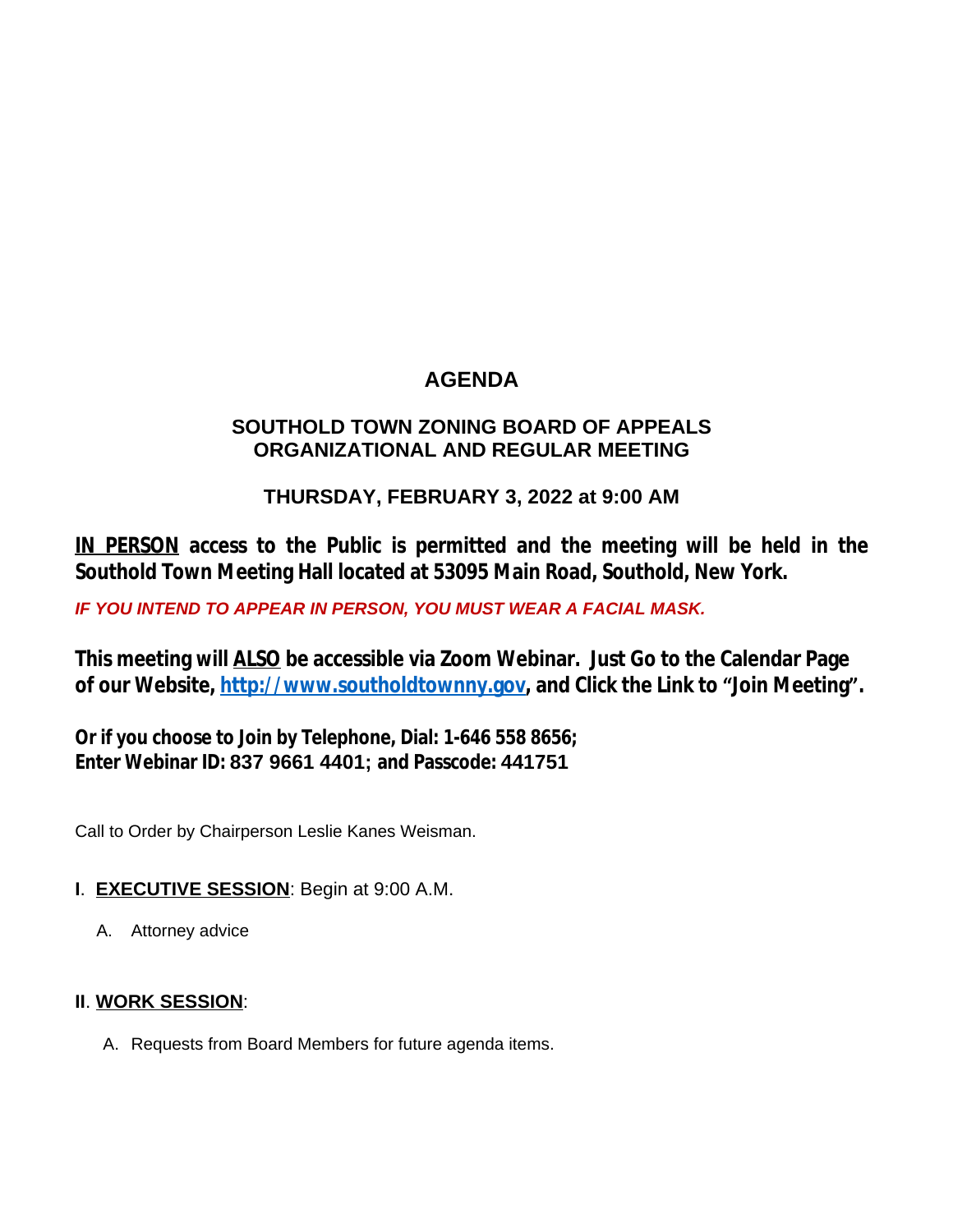# AGENDA

## SOUTHOLD TOWN ZONING BOARD OF APPEALS
## ORGANIZATIONAL AND REGULAR MEETING

### THURSDAY, FEBRUARY 3, 2022 at 9:00 AM

**IN PERSON access to the Public is permitted and the meeting will be held in the Southold Town Meeting Hall located at 53095 Main Road, Southold, New York.**

***IF YOU INTEND TO APPEAR IN PERSON, YOU MUST WEAR A FACIAL MASK.***

**This meeting will ALSO be accessible via Zoom Webinar. Just Go to the Calendar Page of our Website, [http://www.southoldtownny.gov](http://www.southoldtownny.gov), and Click the Link to "Join Meeting".**

**Or if you choose to Join by Telephone, Dial: 1-646 558 8656;**
**Enter Webinar ID: 837 9661 4401; and Passcode: 441751**

Call to Order by Chairperson Leslie Kanes Weisman.

**I**. **EXECUTIVE SESSION**: Begin at 9:00 A.M.

A. Attorney advice

**II**. **WORK SESSION**:

A. Requests from Board Members for future agenda items.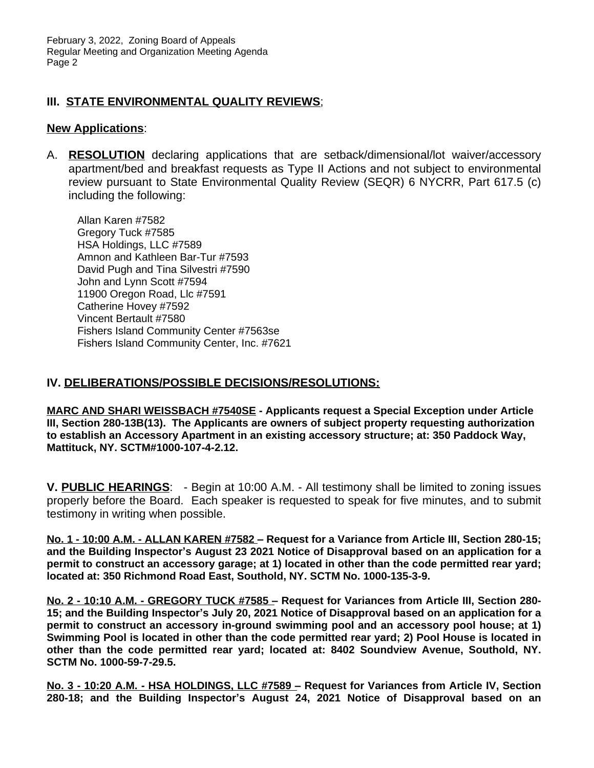## III. STATE ENVIRONMENTAL QUALITY REVIEWS;

### New Applications:

A. **RESOLUTION** declaring applications that are setback/dimensional/lot waiver/accessory apartment/bed and breakfast requests as Type II Actions and not subject to environmental review pursuant to State Environmental Quality Review (SEQR) 6 NYCRR, Part 617.5 (c) including the following:

Allan Karen #7582
Gregory Tuck #7585
HSA Holdings, LLC #7589
Amnon and Kathleen Bar-Tur #7593
David Pugh and Tina Silvestri #7590
John and Lynn Scott #7594
11900 Oregon Road, Llc #7591
Catherine Hovey #7592
Vincent Bertault #7580
Fishers Island Community Center #7563se
Fishers Island Community Center, Inc. #7621

## IV. DELIBERATIONS/POSSIBLE DECISIONS/RESOLUTIONS:

**MARC AND SHARI WEISSBACH #7540SE - Applicants request a Special Exception under Article III, Section 280-13B(13). The Applicants are owners of subject property requesting authorization to establish an Accessory Apartment in an existing accessory structure; at: 350 Paddock Way, Mattituck, NY. SCTM#1000-107-4-2.12.**

## V. PUBLIC HEARINGS:

- Begin at 10:00 A.M. - All testimony shall be limited to zoning issues properly before the Board. Each speaker is requested to speak for five minutes, and to submit testimony in writing when possible.

**No. 1 - 10:00 A.M. - ALLAN KAREN #7582 – Request for a Variance from Article III, Section 280-15; and the Building Inspector's August 23 2021 Notice of Disapproval based on an application for a permit to construct an accessory garage; at 1) located in other than the code permitted rear yard; located at: 350 Richmond Road East, Southold, NY. SCTM No. 1000-135-3-9.**

**No. 2 - 10:10 A.M. - GREGORY TUCK #7585 – Request for Variances from Article III, Section 280-15; and the Building Inspector's July 20, 2021 Notice of Disapproval based on an application for a permit to construct an accessory in-ground swimming pool and an accessory pool house; at 1) Swimming Pool is located in other than the code permitted rear yard; 2) Pool House is located in other than the code permitted rear yard; located at: 8402 Soundview Avenue, Southold, NY. SCTM No. 1000-59-7-29.5.**

**No. 3 - 10:20 A.M. - HSA HOLDINGS, LLC #7589 – Request for Variances from Article IV, Section 280-18; and the Building Inspector's August 24, 2021 Notice of Disapproval based on an**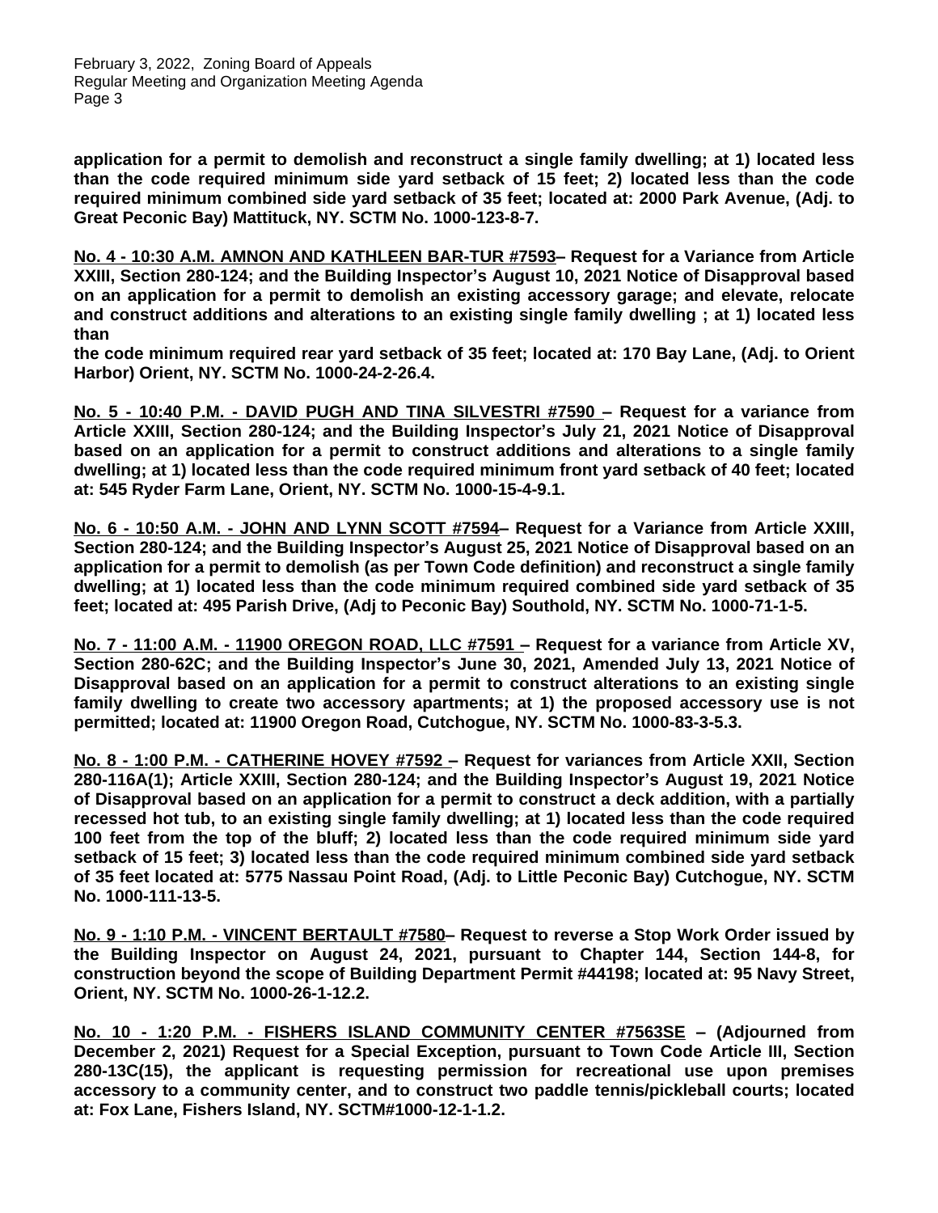**application for a permit to demolish and reconstruct a single family dwelling; at 1) located less than the code required minimum side yard setback of 15 feet; 2) located less than the code required minimum combined side yard setback of 35 feet; located at: 2000 Park Avenue, (Adj. to Great Peconic Bay) Mattituck, NY. SCTM No. 1000-123-8-7.**

**No. 4 - 10:30 A.M. AMNON AND KATHLEEN BAR-TUR #7593– Request for a Variance from Article XXIII, Section 280-124; and the Building Inspector's August 10, 2021 Notice of Disapproval based on an application for a permit to demolish an existing accessory garage; and elevate, relocate and construct additions and alterations to an existing single family dwelling ; at 1) located less than the code minimum required rear yard setback of 35 feet; located at: 170 Bay Lane, (Adj. to Orient Harbor) Orient, NY. SCTM No. 1000-24-2-26.4.**

**No. 5 - 10:40 P.M. - DAVID PUGH AND TINA SILVESTRI #7590 – Request for a variance from Article XXIII, Section 280-124; and the Building Inspector's July 21, 2021 Notice of Disapproval based on an application for a permit to construct additions and alterations to a single family dwelling; at 1) located less than the code required minimum front yard setback of 40 feet; located at: 545 Ryder Farm Lane, Orient, NY. SCTM No. 1000-15-4-9.1.**

**No. 6 - 10:50 A.M. - JOHN AND LYNN SCOTT #7594– Request for a Variance from Article XXIII, Section 280-124; and the Building Inspector's August 25, 2021 Notice of Disapproval based on an application for a permit to demolish (as per Town Code definition) and reconstruct a single family dwelling; at 1) located less than the code minimum required combined side yard setback of 35 feet; located at: 495 Parish Drive, (Adj to Peconic Bay) Southold, NY. SCTM No. 1000-71-1-5.**

**No. 7 - 11:00 A.M. - 11900 OREGON ROAD, LLC #7591 – Request for a variance from Article XV, Section 280-62C; and the Building Inspector's June 30, 2021, Amended July 13, 2021 Notice of Disapproval based on an application for a permit to construct alterations to an existing single family dwelling to create two accessory apartments; at 1) the proposed accessory use is not permitted; located at: 11900 Oregon Road, Cutchogue, NY. SCTM No. 1000-83-3-5.3.**

**No. 8 - 1:00 P.M. - CATHERINE HOVEY #7592 – Request for variances from Article XXII, Section 280-116A(1); Article XXIII, Section 280-124; and the Building Inspector's August 19, 2021 Notice of Disapproval based on an application for a permit to construct a deck addition, with a partially recessed hot tub, to an existing single family dwelling; at 1) located less than the code required 100 feet from the top of the bluff; 2) located less than the code required minimum side yard setback of 15 feet; 3) located less than the code required minimum combined side yard setback of 35 feet located at: 5775 Nassau Point Road, (Adj. to Little Peconic Bay) Cutchogue, NY. SCTM No. 1000-111-13-5.**

**No. 9 - 1:10 P.M. - VINCENT BERTAULT #7580– Request to reverse a Stop Work Order issued by the Building Inspector on August 24, 2021, pursuant to Chapter 144, Section 144-8, for construction beyond the scope of Building Department Permit #44198; located at: 95 Navy Street, Orient, NY. SCTM No. 1000-26-1-12.2.**

**No. 10 - 1:20 P.M. - FISHERS ISLAND COMMUNITY CENTER #7563SE – (Adjourned from December 2, 2021) Request for a Special Exception, pursuant to Town Code Article III, Section 280-13C(15), the applicant is requesting permission for recreational use upon premises accessory to a community center, and to construct two paddle tennis/pickleball courts; located at: Fox Lane, Fishers Island, NY. SCTM#1000-12-1-1.2.**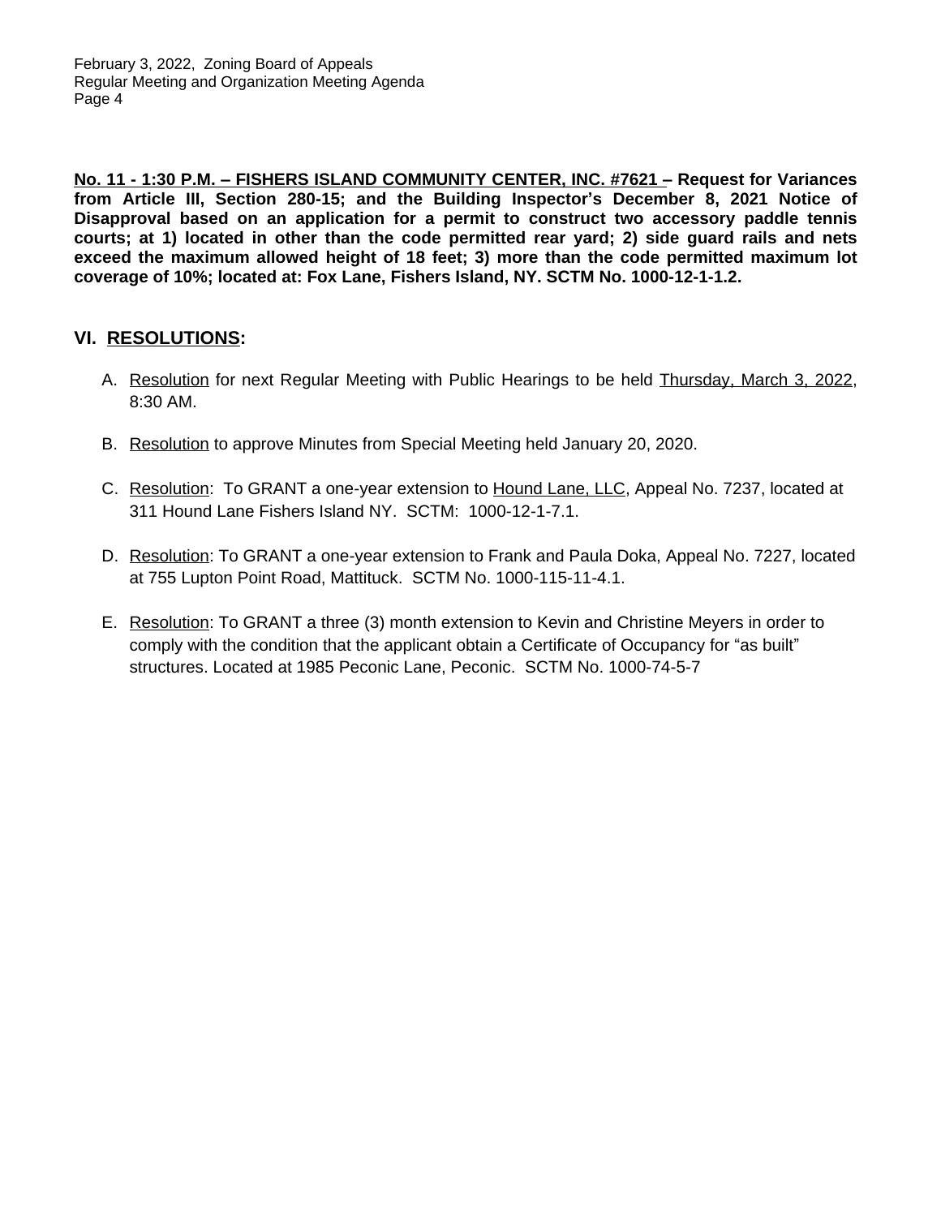**No. 11 - 1:30 P.M. – FISHERS ISLAND COMMUNITY CENTER, INC. #7621 – Request for Variances from Article III, Section 280-15; and the Building Inspector's December 8, 2021 Notice of Disapproval based on an application for a permit to construct two accessory paddle tennis courts; at 1) located in other than the code permitted rear yard; 2) side guard rails and nets exceed the maximum allowed height of 18 feet; 3) more than the code permitted maximum lot coverage of 10%; located at: Fox Lane, Fishers Island, NY. SCTM No. 1000-12-1-1.2.**

## VI. RESOLUTIONS:

A. Resolution for next Regular Meeting with Public Hearings to be held Thursday, March 3, 2022, 8:30 AM.

B. Resolution to approve Minutes from Special Meeting held January 20, 2020.

C. Resolution: To GRANT a one-year extension to Hound Lane, LLC, Appeal No. 7237, located at 311 Hound Lane Fishers Island NY. SCTM: 1000-12-1-7.1.

D. Resolution: To GRANT a one-year extension to Frank and Paula Doka, Appeal No. 7227, located at 755 Lupton Point Road, Mattituck. SCTM No. 1000-115-11-4.1.

E. Resolution: To GRANT a three (3) month extension to Kevin and Christine Meyers in order to comply with the condition that the applicant obtain a Certificate of Occupancy for "as built" structures. Located at 1985 Peconic Lane, Peconic. SCTM No. 1000-74-5-7